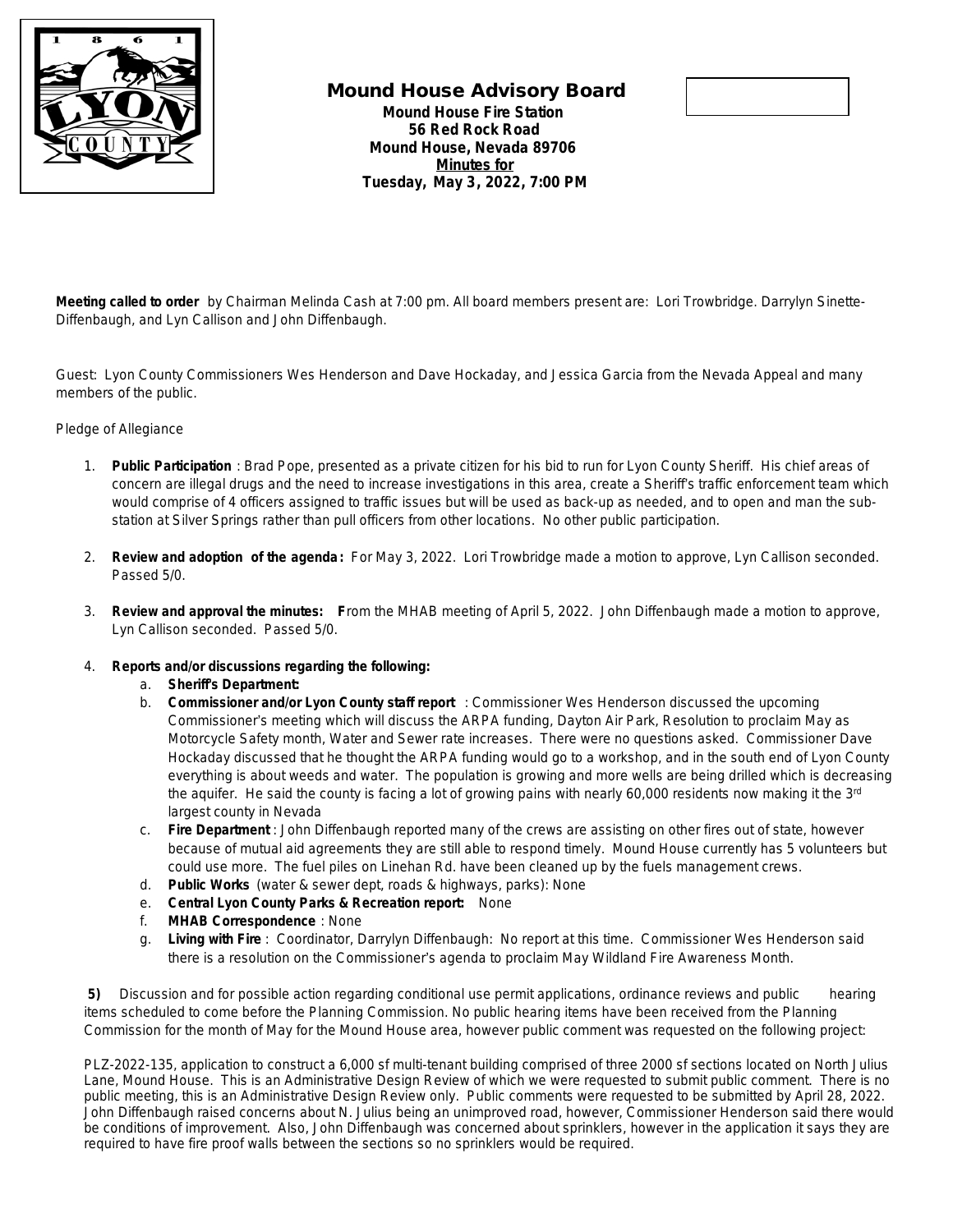# Mound House Advisory Board

**Mound House Fire Station**
**56 Red Rock Road**
**Mound House, Nevada 89706**
**Minutes for**
**Tuesday, May 3, 2022, 7:00 PM**

**Meeting called to order** by Chairman Melinda Cash at 7:00 pm. All board members present are: Lori Trowbridge. Darrylyn Sinette-Diffenbaugh, and Lyn Callison and John Diffenbaugh.

Guest: Lyon County Commissioners Wes Henderson and Dave Hockaday, and Jessica Garcia from the Nevada Appeal and many members of the public.

Pledge of Allegiance

1. **Public Participation**: Brad Pope, presented as a private citizen for his bid to run for Lyon County Sheriff. His chief areas of concern are illegal drugs and the need to increase investigations in this area, create a Sheriff's traffic enforcement team which would comprise of 4 officers assigned to traffic issues but will be used as back-up as needed, and to open and man the sub-station at Silver Springs rather than pull officers from other locations. No other public participation.

2. **Review and adoption of the agenda:** For May 3, 2022. Lori Trowbridge made a motion to approve, Lyn Callison seconded. Passed 5/0.

3. **Review and approval the minutes: F**rom the MHAB meeting of April 5, 2022. John Diffenbaugh made a motion to approve, Lyn Callison seconded. Passed 5/0.

4. **Reports and/or discussions regarding the following:**
   a. **Sheriff's Department:**
   b. **Commissioner and/or Lyon County staff report**: Commissioner Wes Henderson discussed the upcoming Commissioner's meeting which will discuss the ARPA funding, Dayton Air Park, Resolution to proclaim May as Motorcycle Safety month, Water and Sewer rate increases. There were no questions asked. Commissioner Dave Hockaday discussed that he thought the ARPA funding would go to a workshop, and in the south end of Lyon County everything is about weeds and water. The population is growing and more wells are being drilled which is decreasing the aquifer. He said the county is facing a lot of growing pains with nearly 60,000 residents now making it the 3rd largest county in Nevada
   c. **Fire Department**: John Diffenbaugh reported many of the crews are assisting on other fires out of state, however because of mutual aid agreements they are still able to respond timely. Mound House currently has 5 volunteers but could use more. The fuel piles on Linehan Rd. have been cleaned up by the fuels management crews.
   d. **Public Works** (water & sewer dept, roads & highways, parks): None
   e. **Central Lyon County Parks & Recreation report:** None
   f. **MHAB Correspondence**: None
   g. **Living with Fire**: Coordinator, Darrylyn Diffenbaugh: No report at this time. Commissioner Wes Henderson said there is a resolution on the Commissioner's agenda to proclaim May Wildland Fire Awareness Month.

**5)** Discussion and for possible action regarding conditional use permit applications, ordinance reviews and public hearing items scheduled to come before the Planning Commission. No public hearing items have been received from the Planning Commission for the month of May for the Mound House area, however public comment was requested on the following project:

PLZ-2022-135, application to construct a 6,000 sf multi-tenant building comprised of three 2000 sf sections located on North Julius Lane, Mound House. This is an Administrative Design Review of which we were requested to submit public comment. There is no public meeting, this is an Administrative Design Review only. Public comments were requested to be submitted by April 28, 2022. John Diffenbaugh raised concerns about N. Julius being an unimproved road, however, Commissioner Henderson said there would be conditions of improvement. Also, John Diffenbaugh was concerned about sprinklers, however in the application it says they are required to have fire proof walls between the sections so no sprinklers would be required.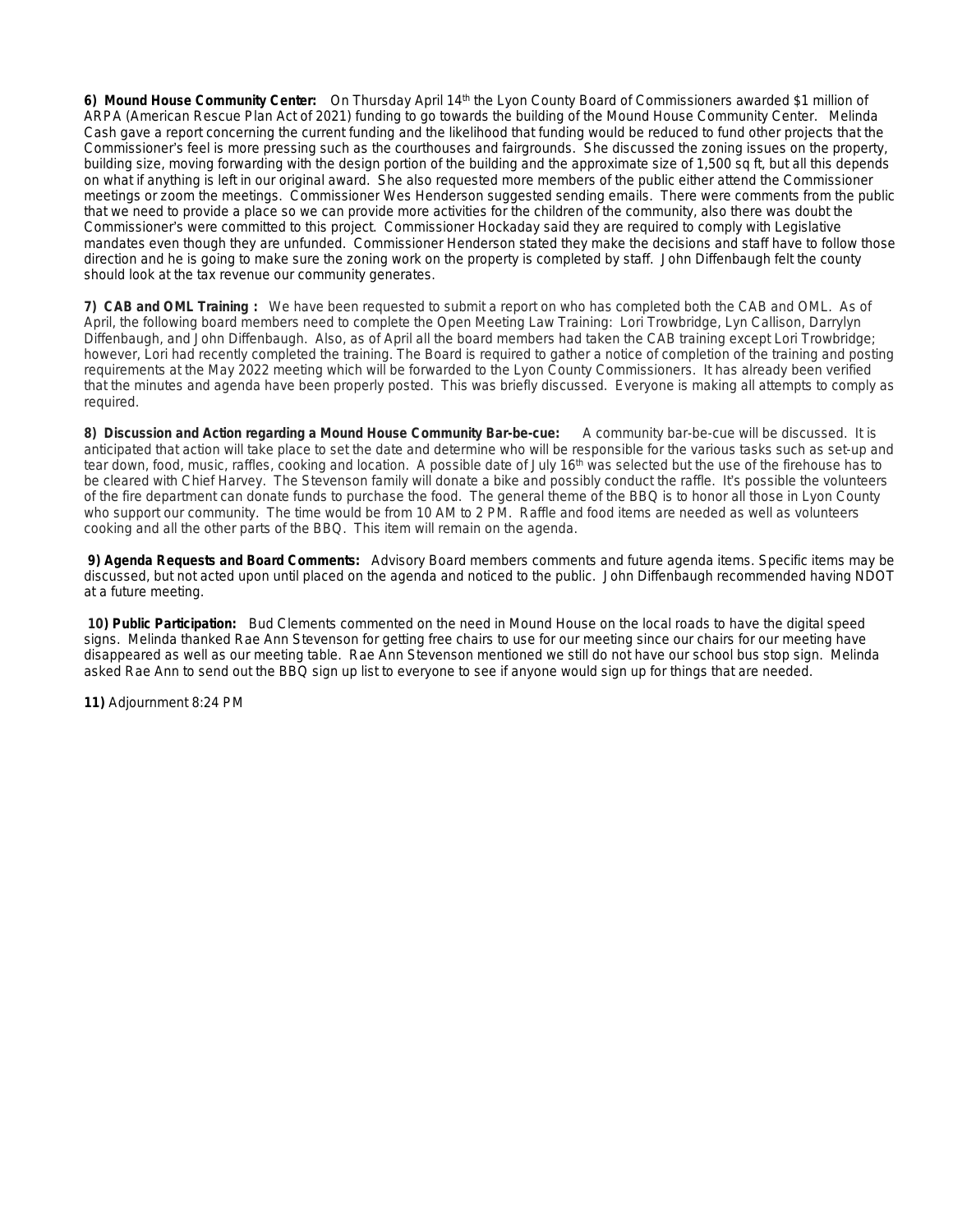**6) Mound House Community Center:** On Thursday April 14th the Lyon County Board of Commissioners awarded $1 million of ARPA (American Rescue Plan Act of 2021) funding to go towards the building of the Mound House Community Center. Melinda Cash gave a report concerning the current funding and the likelihood that funding would be reduced to fund other projects that the Commissioner's feel is more pressing such as the courthouses and fairgrounds. She discussed the zoning issues on the property, building size, moving forwarding with the design portion of the building and the approximate size of 1,500 sq ft, but all this depends on what if anything is left in our original award. She also requested more members of the public either attend the Commissioner meetings or zoom the meetings. Commissioner Wes Henderson suggested sending emails. There were comments from the public that we need to provide a place so we can provide more activities for the children of the community, also there was doubt the Commissioner's were committed to this project. Commissioner Hockaday said they are required to comply with Legislative mandates even though they are unfunded. Commissioner Henderson stated they make the decisions and staff have to follow those direction and he is going to make sure the zoning work on the property is completed by staff. John Diffenbaugh felt the county should look at the tax revenue our community generates.

**7) CAB and OML Training :** We have been requested to submit a report on who has completed both the CAB and OML. As of April, the following board members need to complete the Open Meeting Law Training: Lori Trowbridge, Lyn Callison, Darrylyn Diffenbaugh, and John Diffenbaugh. Also, as of April all the board members had taken the CAB training except Lori Trowbridge; however, Lori had recently completed the training. The Board is required to gather a notice of completion of the training and posting requirements at the May 2022 meeting which will be forwarded to the Lyon County Commissioners. It has already been verified that the minutes and agenda have been properly posted. This was briefly discussed. Everyone is making all attempts to comply as required.

**8) Discussion and Action regarding a Mound House Community Bar-be-cue:** A community bar-be-cue will be discussed. It is anticipated that action will take place to set the date and determine who will be responsible for the various tasks such as set-up and tear down, food, music, raffles, cooking and location. A possible date of July 16th was selected but the use of the firehouse has to be cleared with Chief Harvey. The Stevenson family will donate a bike and possibly conduct the raffle. It's possible the volunteers of the fire department can donate funds to purchase the food. The general theme of the BBQ is to honor all those in Lyon County who support our community. The time would be from 10 AM to 2 PM. Raffle and food items are needed as well as volunteers cooking and all the other parts of the BBQ. This item will remain on the agenda.

**9) Agenda Requests and Board Comments:** Advisory Board members comments and future agenda items. Specific items may be discussed, but not acted upon until placed on the agenda and noticed to the public. John Diffenbaugh recommended having NDOT at a future meeting.

**10) Public Participation:** Bud Clements commented on the need in Mound House on the local roads to have the digital speed signs. Melinda thanked Rae Ann Stevenson for getting free chairs to use for our meeting since our chairs for our meeting have disappeared as well as our meeting table. Rae Ann Stevenson mentioned we still do not have our school bus stop sign. Melinda asked Rae Ann to send out the BBQ sign up list to everyone to see if anyone would sign up for things that are needed.

**11)** Adjournment 8:24 PM